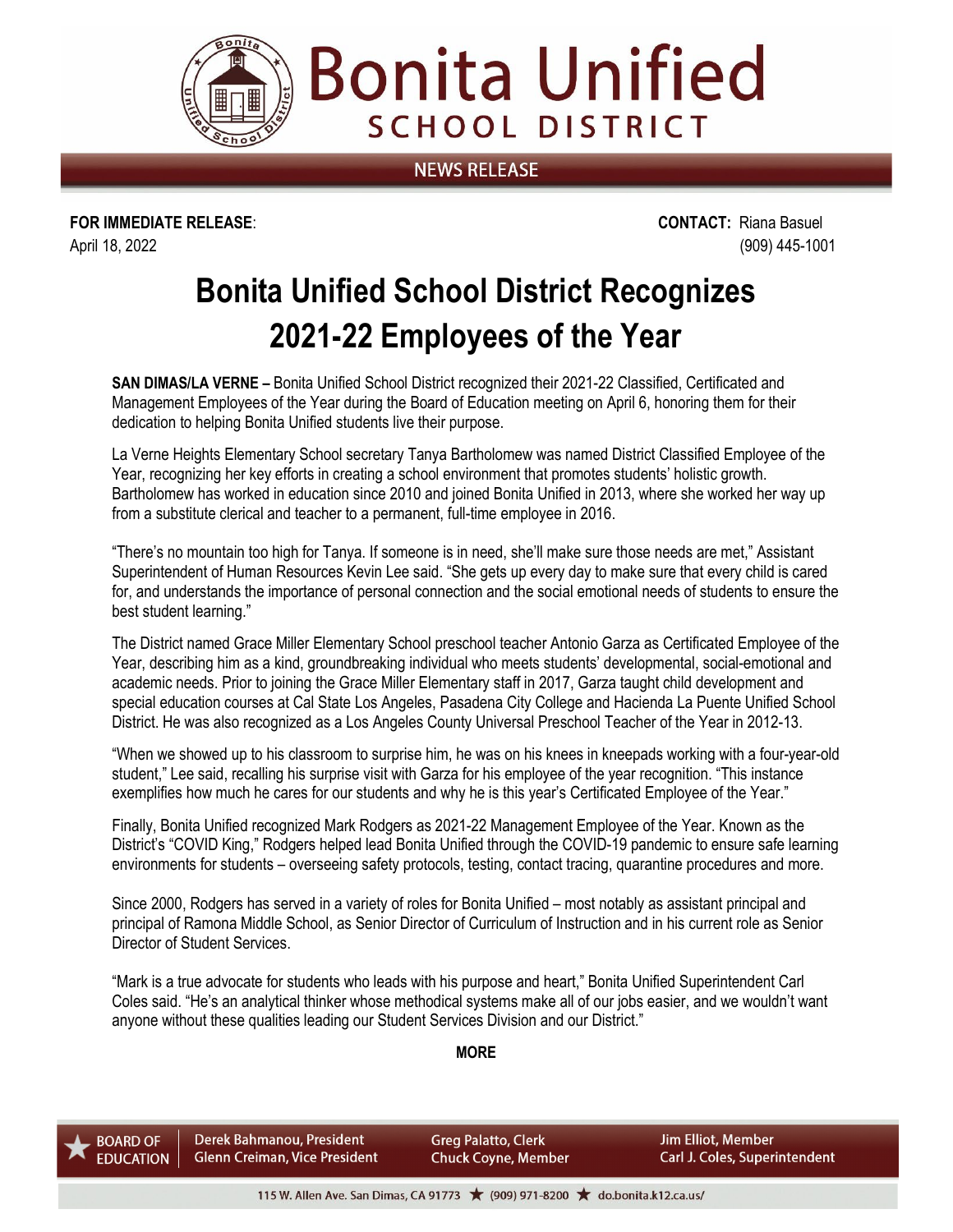# Bonita Unified SCHOOL DISTRICT

NEWS RELEASE

**FOR IMMEDIATE RELEASE**:
April 18, 2022

**CONTACT:** Riana Basuel
(909) 445-1001

# Bonita Unified School District Recognizes 2021-22 Employees of the Year

**SAN DIMAS/LA VERNE –** Bonita Unified School District recognized their 2021-22 Classified, Certificated and Management Employees of the Year during the Board of Education meeting on April 6, honoring them for their dedication to helping Bonita Unified students live their purpose.

La Verne Heights Elementary School secretary Tanya Bartholomew was named District Classified Employee of the Year, recognizing her key efforts in creating a school environment that promotes students' holistic growth. Bartholomew has worked in education since 2010 and joined Bonita Unified in 2013, where she worked her way up from a substitute clerical and teacher to a permanent, full-time employee in 2016.

"There's no mountain too high for Tanya. If someone is in need, she'll make sure those needs are met," Assistant Superintendent of Human Resources Kevin Lee said. "She gets up every day to make sure that every child is cared for, and understands the importance of personal connection and the social emotional needs of students to ensure the best student learning."

The District named Grace Miller Elementary School preschool teacher Antonio Garza as Certificated Employee of the Year, describing him as a kind, groundbreaking individual who meets students' developmental, social-emotional and academic needs. Prior to joining the Grace Miller Elementary staff in 2017, Garza taught child development and special education courses at Cal State Los Angeles, Pasadena City College and Hacienda La Puente Unified School District. He was also recognized as a Los Angeles County Universal Preschool Teacher of the Year in 2012-13.

"When we showed up to his classroom to surprise him, he was on his knees in kneepads working with a four-year-old student," Lee said, recalling his surprise visit with Garza for his employee of the year recognition. "This instance exemplifies how much he cares for our students and why he is this year's Certificated Employee of the Year."

Finally, Bonita Unified recognized Mark Rodgers as 2021-22 Management Employee of the Year. Known as the District's "COVID King," Rodgers helped lead Bonita Unified through the COVID-19 pandemic to ensure safe learning environments for students – overseeing safety protocols, testing, contact tracing, quarantine procedures and more.

Since 2000, Rodgers has served in a variety of roles for Bonita Unified – most notably as assistant principal and principal of Ramona Middle School, as Senior Director of Curriculum of Instruction and in his current role as Senior Director of Student Services.

"Mark is a true advocate for students who leads with his purpose and heart," Bonita Unified Superintendent Carl Coles said. "He's an analytical thinker whose methodical systems make all of our jobs easier, and we wouldn't want anyone without these qualities leading our Student Services Division and our District."

**MORE**

BOARD OF EDUCATION | Derek Bahmanou, President | Glenn Creiman, Vice President | Greg Palatto, Clerk | Chuck Coyne, Member | Jim Elliot, Member | Carl J. Coles, Superintendent

115 W. Allen Ave. San Dimas, CA 91773 ★ (909) 971-8200 ★ do.bonita.k12.ca.us/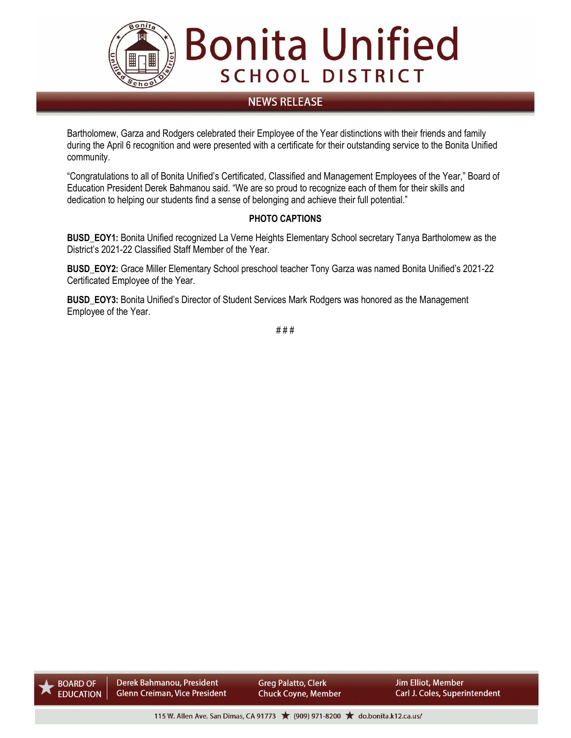Bartholomew, Garza and Rodgers celebrated their Employee of the Year distinctions with their friends and family during the April 6 recognition and were presented with a certificate for their outstanding service to the Bonita Unified community.

“Congratulations to all of Bonita Unified’s Certificated, Classified and Management Employees of the Year,” Board of Education President Derek Bahmanou said. “We are so proud to recognize each of them for their skills and dedication to helping our students find a sense of belonging and achieve their full potential.”

**PHOTO CAPTIONS**

**BUSD_EOY1:** Bonita Unified recognized La Verne Heights Elementary School secretary Tanya Bartholomew as the District’s 2021-22 Classified Staff Member of the Year.

**BUSD_EOY2:** Grace Miller Elementary School preschool teacher Tony Garza was named Bonita Unified’s 2021-22 Certificated Employee of the Year.

**BUSD_EOY3:** Bonita Unified’s Director of Student Services Mark Rodgers was honored as the Management Employee of the Year.

###